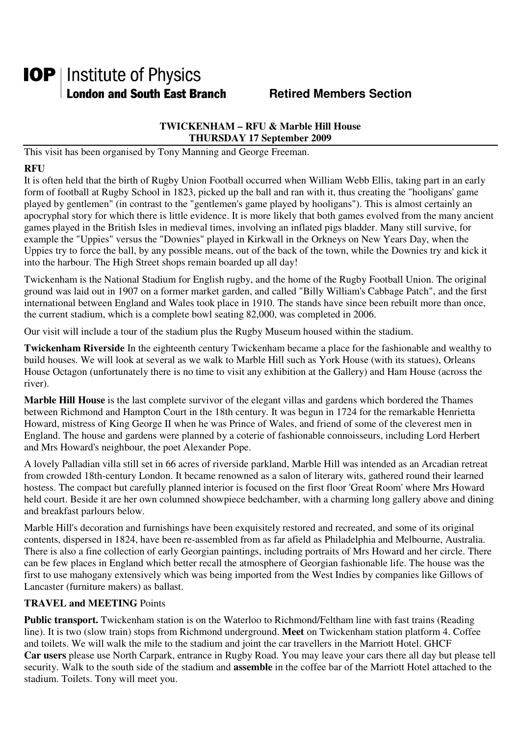**IOP** | Institute of Physics
**London and South East Branch** **Retired Members Section**

## TWICKENHAM – RFU & Marble Hill House
## THURSDAY 17 September 2009

This visit has been organised by Tony Manning and George Freeman.

**RFU**

It is often held that the birth of Rugby Union Football occurred when William Webb Ellis, taking part in an early form of football at Rugby School in 1823, picked up the ball and ran with it, thus creating the "hooligans' game played by gentlemen" (in contrast to the "gentlemen's game played by hooligans"). This is almost certainly an apocryphal story for which there is little evidence. It is more likely that both games evolved from the many ancient games played in the British Isles in medieval times, involving an inflated pigs bladder. Many still survive, for example the "Uppies" versus the "Downies" played in Kirkwall in the Orkneys on New Years Day, when the Uppies try to force the ball, by any possible means, out of the back of the town, while the Downies try and kick it into the harbour. The High Street shops remain boarded up all day!

Twickenham is the National Stadium for English rugby, and the home of the Rugby Football Union. The original ground was laid out in 1907 on a former market garden, and called "Billy William's Cabbage Patch", and the first international between England and Wales took place in 1910. The stands have since been rebuilt more than once, the current stadium, which is a complete bowl seating 82,000, was completed in 2006.

Our visit will include a tour of the stadium plus the Rugby Museum housed within the stadium.

**Twickenham Riverside** In the eighteenth century Twickenham became a place for the fashionable and wealthy to build houses. We will look at several as we walk to Marble Hill such as York House (with its statues), Orleans House Octagon (unfortunately there is no time to visit any exhibition at the Gallery) and Ham House (across the river).

**Marble Hill House** is the last complete survivor of the elegant villas and gardens which bordered the Thames between Richmond and Hampton Court in the 18th century. It was begun in 1724 for the remarkable Henrietta Howard, mistress of King George II when he was Prince of Wales, and friend of some of the cleverest men in England. The house and gardens were planned by a coterie of fashionable connoisseurs, including Lord Herbert and Mrs Howard's neighbour, the poet Alexander Pope.

A lovely Palladian villa still set in 66 acres of riverside parkland, Marble Hill was intended as an Arcadian retreat from crowded 18th-century London. It became renowned as a salon of literary wits, gathered round their learned hostess. The compact but carefully planned interior is focused on the first floor 'Great Room' where Mrs Howard held court. Beside it are her own columned showpiece bedchamber, with a charming long gallery above and dining and breakfast parlours below.

Marble Hill's decoration and furnishings have been exquisitely restored and recreated, and some of its original contents, dispersed in 1824, have been re-assembled from as far afield as Philadelphia and Melbourne, Australia. There is also a fine collection of early Georgian paintings, including portraits of Mrs Howard and her circle. There can be few places in England which better recall the atmosphere of Georgian fashionable life. The house was the first to use mahogany extensively which was being imported from the West Indies by companies like Gillows of Lancaster (furniture makers) as ballast.

**TRAVEL and MEETING** Points

**Public transport.** Twickenham station is on the Waterloo to Richmond/Feltham line with fast trains (Reading line). It is two (slow train) stops from Richmond underground. **Meet** on Twickenham station platform 4. Coffee and toilets. We will walk the mile to the stadium and joint the car travellers in the Marriott Hotel. GHCF
**Car users** please use North Carpark, entrance in Rugby Road. You may leave your cars there all day but please tell security. Walk to the south side of the stadium and **assemble** in the coffee bar of the Marriott Hotel attached to the stadium. Toilets. Tony will meet you.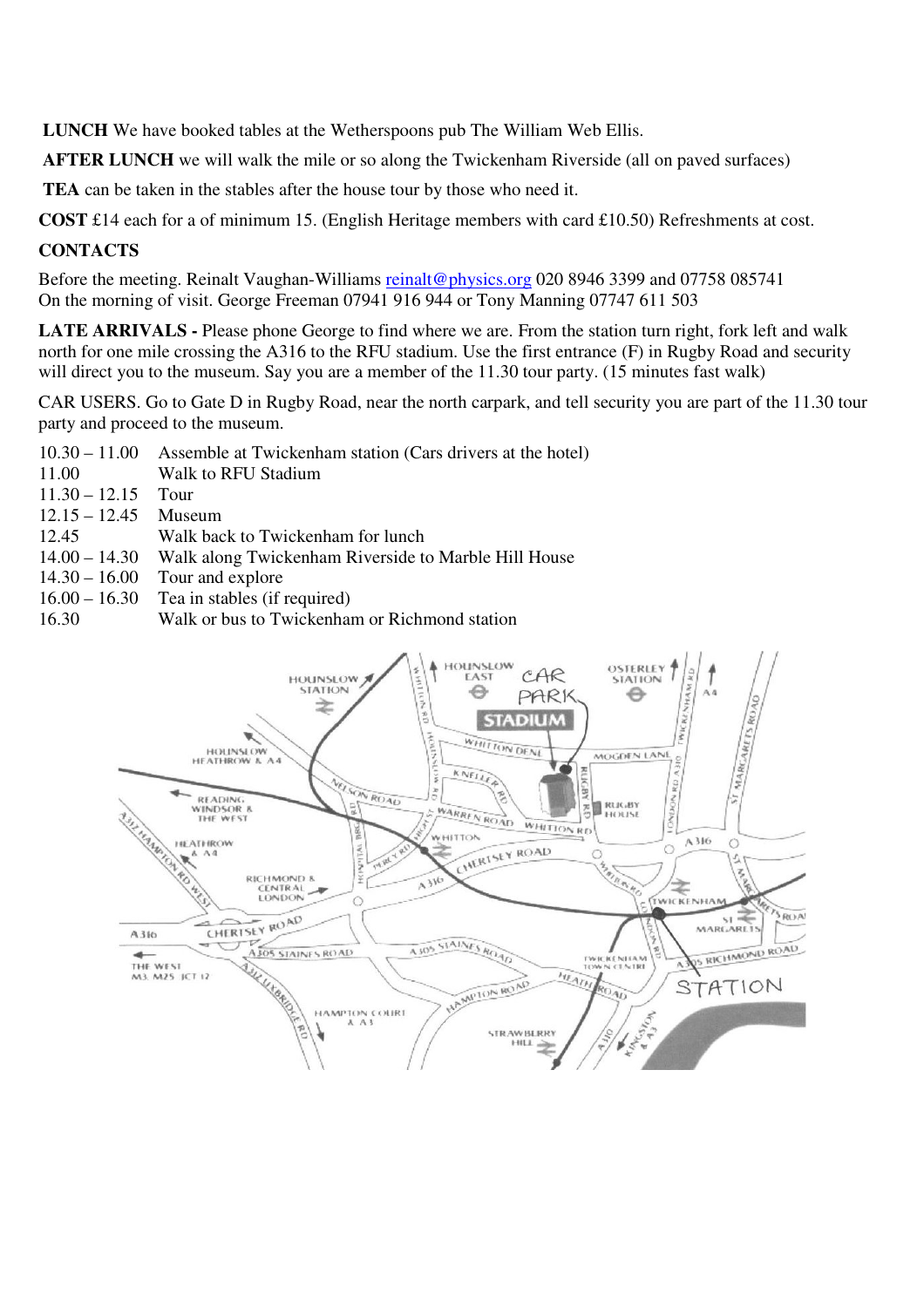**LUNCH** We have booked tables at the Wetherspoons pub The William Web Ellis.

**AFTER LUNCH** we will walk the mile or so along the Twickenham Riverside (all on paved surfaces)

**TEA** can be taken in the stables after the house tour by those who need it.

**COST** £14 each for a of minimum 15. (English Heritage members with card £10.50) Refreshments at cost.

**CONTACTS**

Before the meeting. Reinalt Vaughan-Williams reinalt@physics.org 020 8946 3399 and 07758 085741
On the morning of visit. George Freeman 07941 916 944 or Tony Manning 07747 611 503

**LATE ARRIVALS -** Please phone George to find where we are. From the station turn right, fork left and walk north for one mile crossing the A316 to the RFU stadium. Use the first entrance (F) in Rugby Road and security will direct you to the museum. Say you are a member of the 11.30 tour party. (15 minutes fast walk)

CAR USERS. Go to Gate D in Rugby Road, near the north carpark, and tell security you are part of the 11.30 tour party and proceed to the museum.

| | |
|---|---|
| 10.30 – 11.00 | Assemble at Twickenham station (Cars drivers at the hotel) |
| 11.00 | Walk to RFU Stadium |
| 11.30 – 12.15 | Tour |
| 12.15 – 12.45 | Museum |
| 12.45 | Walk back to Twickenham for lunch |
| 14.00 – 14.30 | Walk along Twickenham Riverside to Marble Hill House |
| 14.30 – 16.00 | Tour and explore |
| 16.00 – 16.30 | Tea in stables (if required) |
| 16.30 | Walk or bus to Twickenham or Richmond station |

HOUNSLOW STATION
HOUNSLOW EAST
CAR PARK
STADIUM
OSTERLEY STATION
A4
HOUNSLOW HEATHROW & A4
READING WINDSOR & THE WEST
HEATHROW & A4
RICHMOND & CENTRAL LONDON
A316
THE WEST M3, M25 JCT 12
HAMPTON COURT & A3
STRAWBERRY HILL
TWICKENHAM TOWN CENTRE
ST MARGARETS
TWICKENHAM
STATION
KINGSTON & A3
WHITTON
RUGBY HOUSE
WHITTON DENE
MOGDEN LANE
KNELLER RD
NELSON ROAD
WARREN ROAD
WHITTON RD
CHERTSEY ROAD
RUGBY RD
LONDON RD A310
TWICKENHAM RD
ST MARGARETS ROAD
A305 STAINES ROAD
A305 RICHMOND ROAD
HEATH ROAD
HAMPTON ROAD
A312 HAMPTON RD WEST
A312 UXBRIDGE RD
HOSPITAL BRIDGE RD
PERCY RD
HIGH ST
WHITTON RD
HOUNSLOW RD
A310